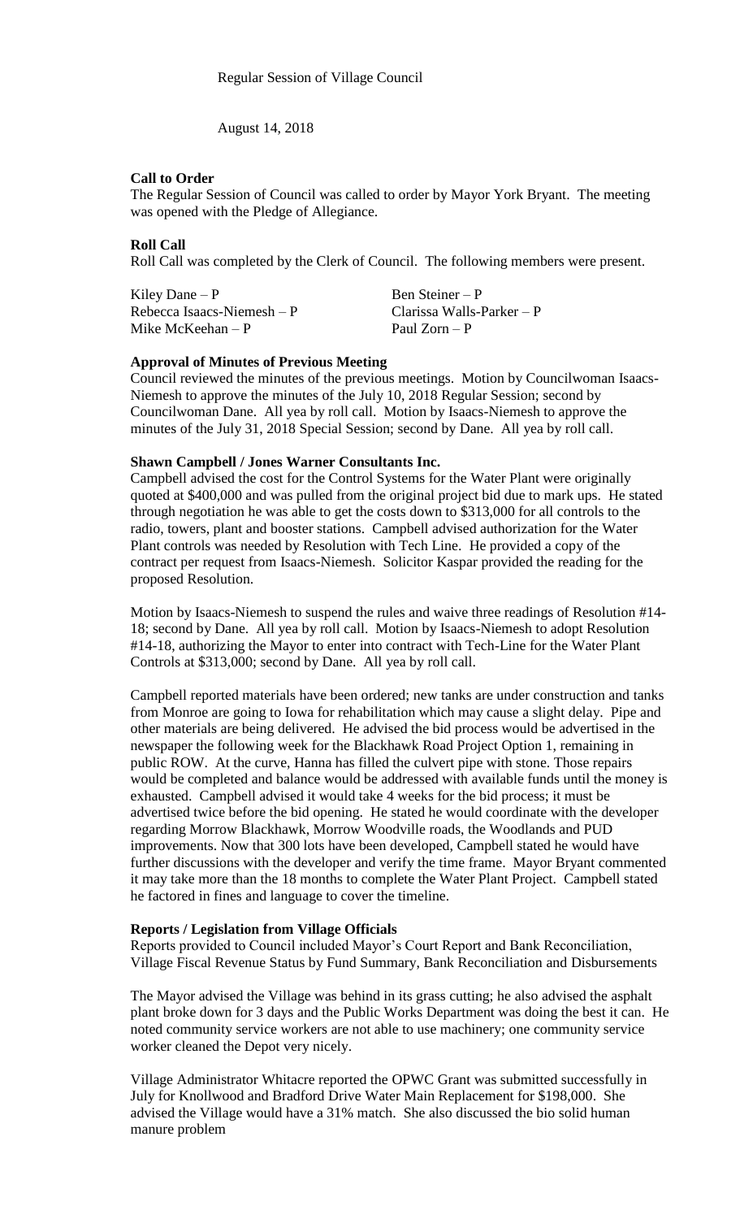Regular Session of Village Council

August 14, 2018

**Call to Order**

The Regular Session of Council was called to order by Mayor York Bryant. The meeting was opened with the Pledge of Allegiance.

**Roll Call**

Roll Call was completed by the Clerk of Council. The following members were present.

| | |
|---|---|
| Kiley Dane – P | Ben Steiner – P |
| Rebecca Isaacs-Niemesh – P | Clarissa Walls-Parker – P |
| Mike McKeehan – P | Paul Zorn – P |

**Approval of Minutes of Previous Meeting**

Council reviewed the minutes of the previous meetings. Motion by Councilwoman Isaacs-Niemesh to approve the minutes of the July 10, 2018 Regular Session; second by Councilwoman Dane. All yea by roll call. Motion by Isaacs-Niemesh to approve the minutes of the July 31, 2018 Special Session; second by Dane. All yea by roll call.

**Shawn Campbell / Jones Warner Consultants Inc.**

Campbell advised the cost for the Control Systems for the Water Plant were originally quoted at $400,000 and was pulled from the original project bid due to mark ups. He stated through negotiation he was able to get the costs down to $313,000 for all controls to the radio, towers, plant and booster stations. Campbell advised authorization for the Water Plant controls was needed by Resolution with Tech Line. He provided a copy of the contract per request from Isaacs-Niemesh. Solicitor Kaspar provided the reading for the proposed Resolution.

Motion by Isaacs-Niemesh to suspend the rules and waive three readings of Resolution #14-18; second by Dane. All yea by roll call. Motion by Isaacs-Niemesh to adopt Resolution #14-18, authorizing the Mayor to enter into contract with Tech-Line for the Water Plant Controls at $313,000; second by Dane. All yea by roll call.

Campbell reported materials have been ordered; new tanks are under construction and tanks from Monroe are going to Iowa for rehabilitation which may cause a slight delay. Pipe and other materials are being delivered. He advised the bid process would be advertised in the newspaper the following week for the Blackhawk Road Project Option 1, remaining in public ROW. At the curve, Hanna has filled the culvert pipe with stone. Those repairs would be addressed and balance would be addressed with available funds until the money is exhausted. Campbell advised it would take 4 weeks for the bid process; it must be advertised twice before the bid opening. He stated he would coordinate with the developer regarding Morrow Blackhawk, Morrow Woodville roads, the Woodlands and PUD improvements. Now that 300 lots have been developed, Campbell stated he would have further discussions with the developer and verify the time frame. Mayor Bryant commented it may take more than the 18 months to complete the Water Plant Project. Campbell stated he factored in fines and language to cover the timeline.

**Reports / Legislation from Village Officials**

Reports provided to Council included Mayor's Court Report and Bank Reconciliation, Village Fiscal Revenue Status by Fund Summary, Bank Reconciliation and Disbursements

The Mayor advised the Village was behind in its grass cutting; he also advised the asphalt plant broke down for 3 days and the Public Works Department was doing the best it can. He noted community service workers are not able to use machinery; one community service worker cleaned the Depot very nicely.

Village Administrator Whitacre reported the OPWC Grant was submitted successfully in July for Knollwood and Bradford Drive Water Main Replacement for $198,000. She advised the Village would have a 31% match. She also discussed the bio solid human manure problem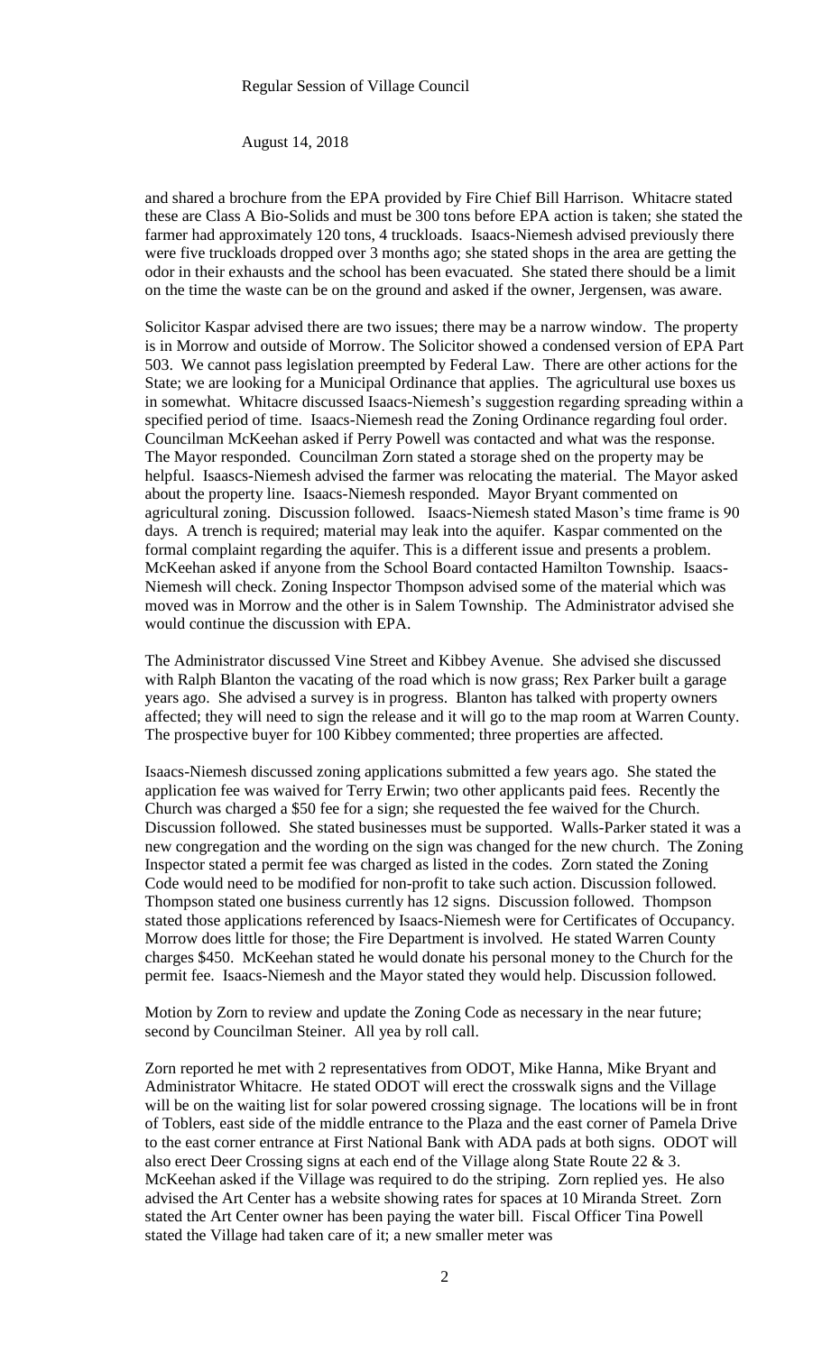and shared a brochure from the EPA provided by Fire Chief Bill Harrison. Whitacre stated these are Class A Bio-Solids and must be 300 tons before EPA action is taken; she stated the farmer had approximately 120 tons, 4 truckloads. Isaacs-Niemesh advised previously there were five truckloads dropped over 3 months ago; she stated shops in the area are getting the odor in their exhausts and the school has been evacuated. She stated there should be a limit on the time the waste can be on the ground and asked if the owner, Jergensen, was aware.

Solicitor Kaspar advised there are two issues; there may be a narrow window. The property is in Morrow and outside of Morrow. The Solicitor showed a condensed version of EPA Part 503. We cannot pass legislation preempted by Federal Law. There are other actions for the State; we are looking for a Municipal Ordinance that applies. The agricultural use boxes us in somewhat. Whitacre discussed Isaacs-Niemesh's suggestion regarding spreading within a specified period of time. Isaacs-Niemesh read the Zoning Ordinance regarding foul order. Councilman McKeehan asked if Perry Powell was contacted and what was the response. The Mayor responded. Councilman Zorn stated a storage shed on the property may be helpful. Isaascs-Niemesh advised the farmer was relocating the material. The Mayor asked about the property line. Isaacs-Niemesh responded. Mayor Bryant commented on agricultural zoning. Discussion followed. Isaacs-Niemesh stated Mason's time frame is 90 days. A trench is required; material may leak into the aquifer. Kaspar commented on the formal complaint regarding the aquifer. This is a different issue and presents a problem. McKeehan asked if anyone from the School Board contacted Hamilton Township. Isaacs-Niemesh will check. Zoning Inspector Thompson advised some of the material which was moved was in Morrow and the other is in Salem Township. The Administrator advised she would continue the discussion with EPA.

The Administrator discussed Vine Street and Kibbey Avenue. She advised she discussed with Ralph Blanton the vacating of the road which is now grass; Rex Parker built a garage years ago. She advised a survey is in progress. Blanton has talked with property owners affected; they will need to sign the release and it will go to the map room at Warren County. The prospective buyer for 100 Kibbey commented; three properties are affected.

Isaacs-Niemesh discussed zoning applications submitted a few years ago. She stated the application fee was waived for Terry Erwin; two other applicants paid fees. Recently the Church was charged a $50 fee for a sign; she requested the fee waived for the Church. Discussion followed. She stated businesses must be supported. Walls-Parker stated it was a new congregation and the wording on the sign was changed for the new church. The Zoning Inspector stated a permit fee was charged as listed in the codes. Zorn stated the Zoning Code would need to be modified for non-profit to take such action. Discussion followed. Thompson stated one business currently has 12 signs. Discussion followed. Thompson stated those applications referenced by Isaacs-Niemesh were for Certificates of Occupancy. Morrow does little for those; the Fire Department is involved. He stated Warren County charges $450. McKeehan stated he would donate his personal money to the Church for the permit fee. Isaacs-Niemesh and the Mayor stated they would help. Discussion followed.

Motion by Zorn to review and update the Zoning Code as necessary in the near future; second by Councilman Steiner. All yea by roll call.

Zorn reported he met with 2 representatives from ODOT, Mike Hanna, Mike Bryant and Administrator Whitacre. He stated ODOT will erect the crosswalk signs and the Village will be on the waiting list for solar powered crossing signage. The locations will be in front of Toblers, east side of the middle entrance to the Plaza and the east corner of Pamela Drive to the east corner entrance at First National Bank with ADA pads at both signs. ODOT will also erect Deer Crossing signs at each end of the Village along State Route 22 & 3. McKeehan asked if the Village was required to do the striping. Zorn replied yes. He also advised the Art Center has a website showing rates for spaces at 10 Miranda Street. Zorn stated the Art Center owner has been paying the water bill. Fiscal Officer Tina Powell stated the Village had taken care of it; a new smaller meter was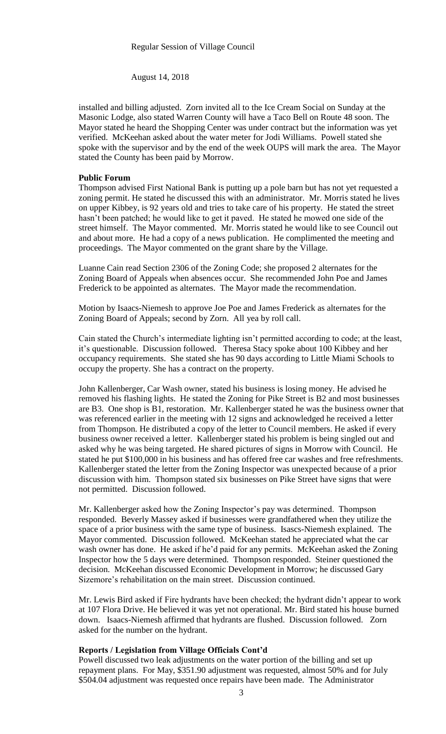installed and billing adjusted. Zorn invited all to the Ice Cream Social on Sunday at the Masonic Lodge, also stated Warren County will have a Taco Bell on Route 48 soon. The Mayor stated he heard the Shopping Center was under contract but the information was yet verified. McKeehan asked about the water meter for Jodi Williams. Powell stated she spoke with the supervisor and by the end of the week OUPS will mark the area. The Mayor stated the County has been paid by Morrow.

**Public Forum**

Thompson advised First National Bank is putting up a pole barn but has not yet requested a zoning permit. He stated he discussed this with an administrator. Mr. Morris stated he lives on upper Kibbey, is 92 years old and tries to take care of his property. He stated the street hasn't been patched; he would like to get it paved. He stated he mowed one side of the street himself. The Mayor commented. Mr. Morris stated he would like to see Council out and about more. He had a copy of a news publication. He complimented the meeting and proceedings. The Mayor commented on the grant share by the Village.

Luanne Cain read Section 2306 of the Zoning Code; she proposed 2 alternates for the Zoning Board of Appeals when absences occur. She recommended John Poe and James Frederick to be appointed as alternates. The Mayor made the recommendation.

Motion by Isaacs-Niemesh to approve Joe Poe and James Frederick as alternates for the Zoning Board of Appeals; second by Zorn. All yea by roll call.

Cain stated the Church's intermediate lighting isn't permitted according to code; at the least, it's questionable. Discussion followed. Theresa Stacy spoke about 100 Kibbey and her occupancy requirements. She stated she has 90 days according to Little Miami Schools to occupy the property. She has a contract on the property.

John Kallenberger, Car Wash owner, stated his business is losing money. He advised he removed his flashing lights. He stated the Zoning for Pike Street is B2 and most businesses are B3. One shop is B1, restoration. Mr. Kallenberger stated he was the business owner that was referenced earlier in the meeting with 12 signs and acknowledged he received a letter from Thompson. He distributed a copy of the letter to Council members. He asked if every business owner received a letter. Kallenberger stated his problem is being singled out and asked why he was being targeted. He shared pictures of signs in Morrow with Council. He stated he put $100,000 in his business and has offered free car washes and free refreshments. Kallenberger stated the letter from the Zoning Inspector was unexpected because of a prior discussion with him. Thompson stated six businesses on Pike Street have signs that were not permitted. Discussion followed.

Mr. Kallenberger asked how the Zoning Inspector's pay was determined. Thompson responded. Beverly Massey asked if businesses were grandfathered when they utilize the space of a prior business with the same type of business. Isascs-Niemesh explained. The Mayor commented. Discussion followed. McKeehan stated he appreciated what the car wash owner has done. He asked if he'd paid for any permits. McKeehan asked the Zoning Inspector how the 5 days were determined. Thompson responded. Steiner questioned the decision. McKeehan discussed Economic Development in Morrow; he discussed Gary Sizemore's rehabilitation on the main street. Discussion continued.

Mr. Lewis Bird asked if Fire hydrants have been checked; the hydrant didn't appear to work at 107 Flora Drive. He believed it was yet not operational. Mr. Bird stated his house burned down. Isaacs-Niemesh affirmed that hydrants are flushed. Discussion followed. Zorn asked for the number on the hydrant.

**Reports / Legislation from Village Officials Cont'd**

Powell discussed two leak adjustments on the water portion of the billing and set up repayment plans. For May, $351.90 adjustment was requested, almost 50% and for July $504.04 adjustment was requested once repairs have been made. The Administrator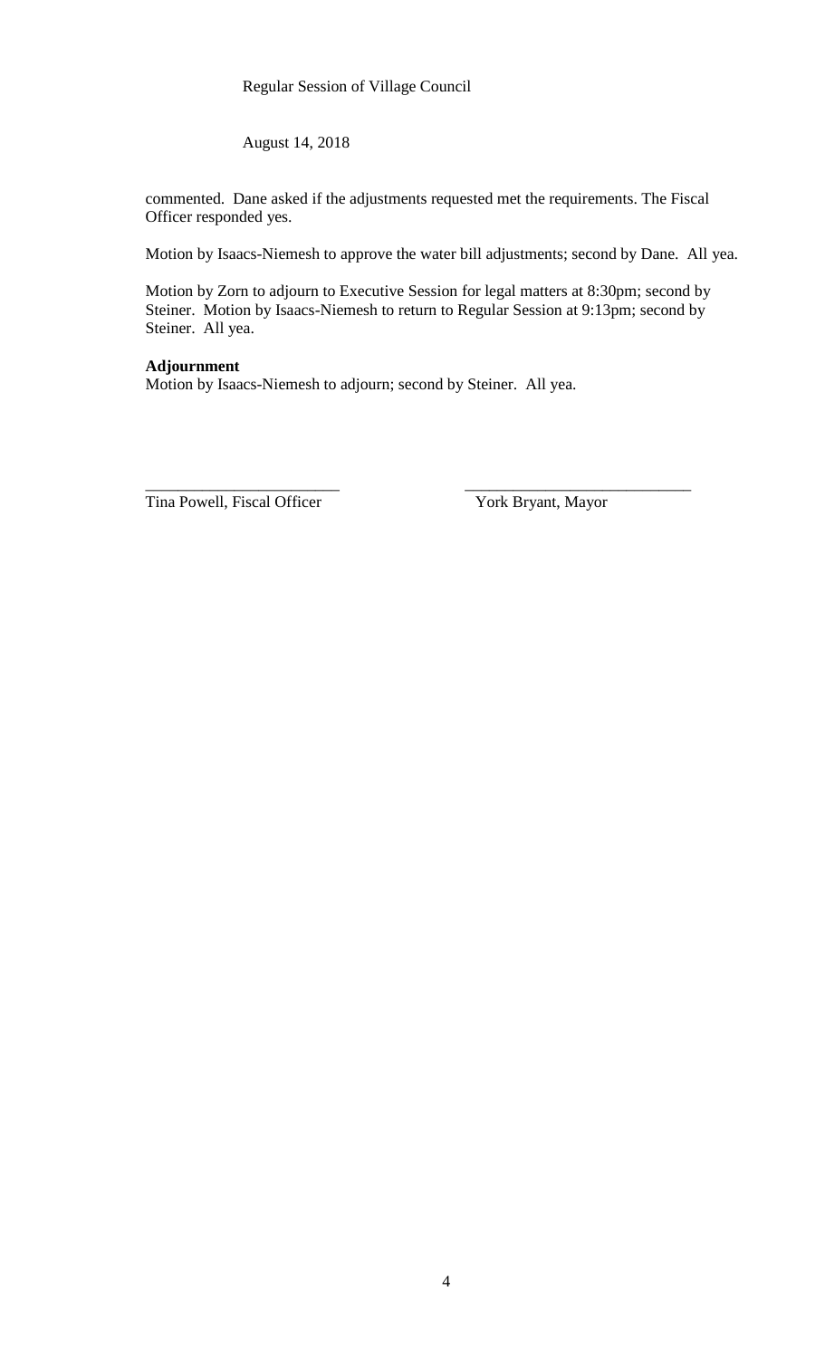commented. Dane asked if the adjustments requested met the requirements. The Fiscal Officer responded yes.

Motion by Isaacs-Niemesh to approve the water bill adjustments; second by Dane. All yea.

Motion by Zorn to adjourn to Executive Session for legal matters at 8:30pm; second by Steiner. Motion by Isaacs-Niemesh to return to Regular Session at 9:13pm; second by Steiner. All yea.

**Adjournment**

Motion by Isaacs-Niemesh to adjourn; second by Steiner. All yea.

________________________ ____________________________

Tina Powell, Fiscal Officer York Bryant, Mayor